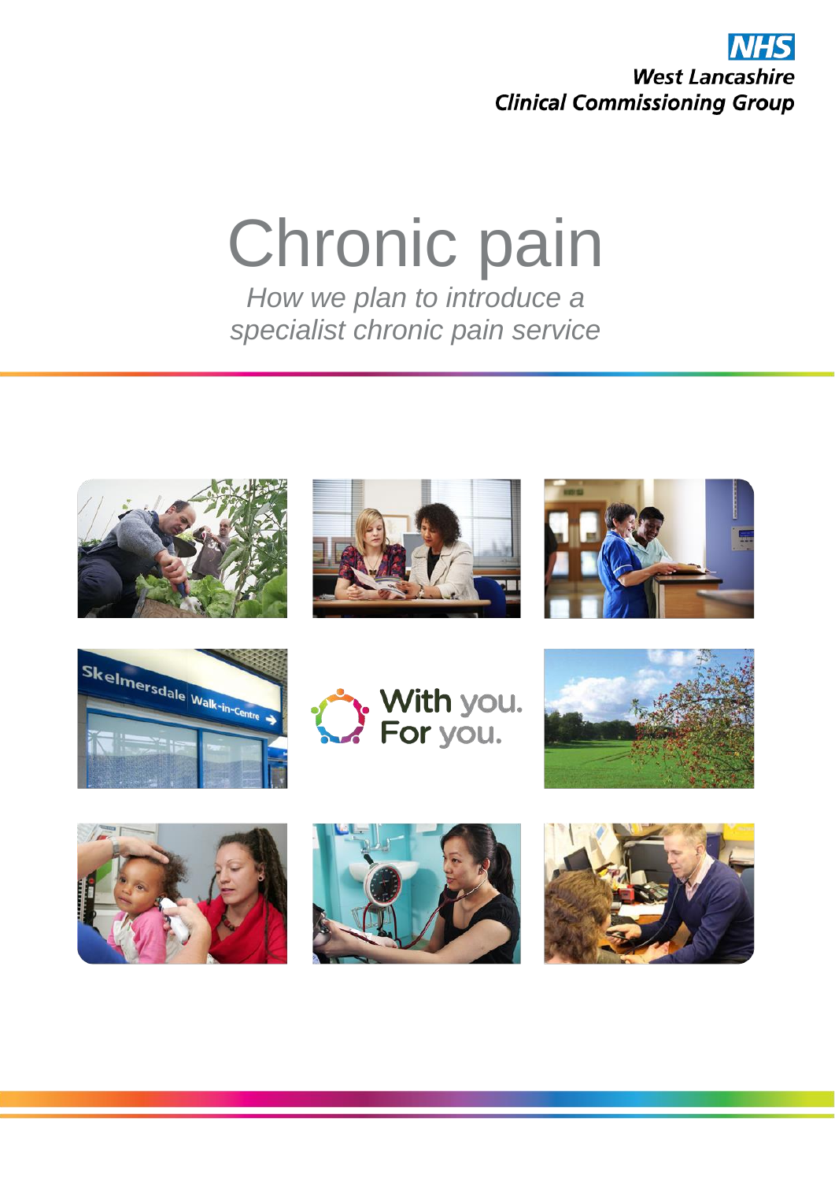NHS
West Lancashire
Clinical Commissioning Group

# Chronic pain

*How we plan to introduce a specialist chronic pain service*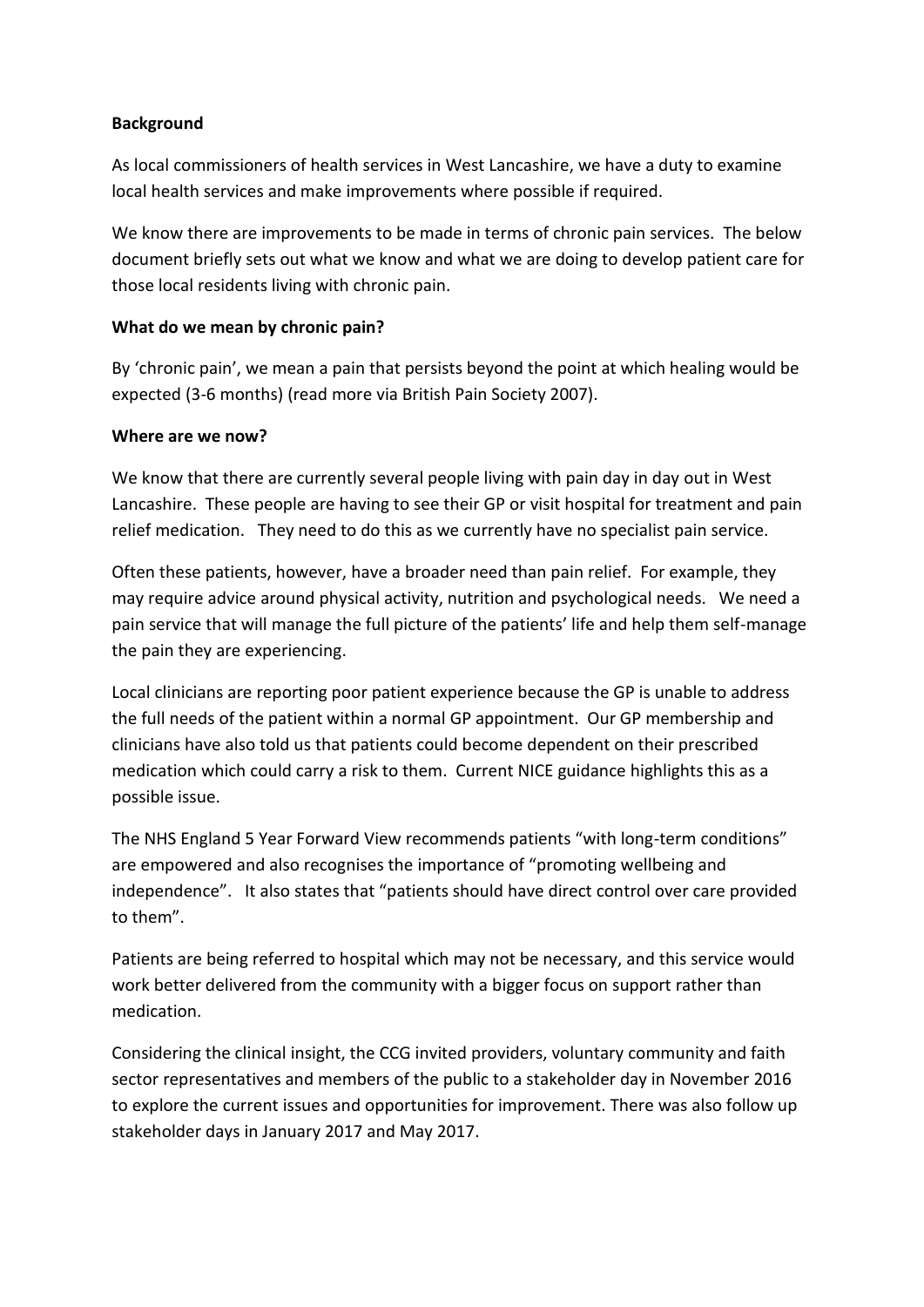**Background**

As local commissioners of health services in West Lancashire, we have a duty to examine local health services and make improvements where possible if required.

We know there are improvements to be made in terms of chronic pain services. The below document briefly sets out what we know and what we are doing to develop patient care for those local residents living with chronic pain.

**What do we mean by chronic pain?**

By 'chronic pain', we mean a pain that persists beyond the point at which healing would be expected (3-6 months) (read more via British Pain Society 2007).

**Where are we now?**

We know that there are currently several people living with pain day in day out in West Lancashire. These people are having to see their GP or visit hospital for treatment and pain relief medication. They need to do this as we currently have no specialist pain service.

Often these patients, however, have a broader need than pain relief. For example, they may require advice around physical activity, nutrition and psychological needs. We need a pain service that will manage the full picture of the patients' life and help them self-manage the pain they are experiencing.

Local clinicians are reporting poor patient experience because the GP is unable to address the full needs of the patient within a normal GP appointment. Our GP membership and clinicians have also told us that patients could become dependent on their prescribed medication which could carry a risk to them. Current NICE guidance highlights this as a possible issue.

The NHS England 5 Year Forward View recommends patients "with long-term conditions" are empowered and also recognises the importance of "promoting wellbeing and independence". It also states that "patients should have direct control over care provided to them".

Patients are being referred to hospital which may not be necessary, and this service would work better delivered from the community with a bigger focus on support rather than medication.

Considering the clinical insight, the CCG invited providers, voluntary community and faith sector representatives and members of the public to a stakeholder day in November 2016 to explore the current issues and opportunities for improvement. There was also follow up stakeholder days in January 2017 and May 2017.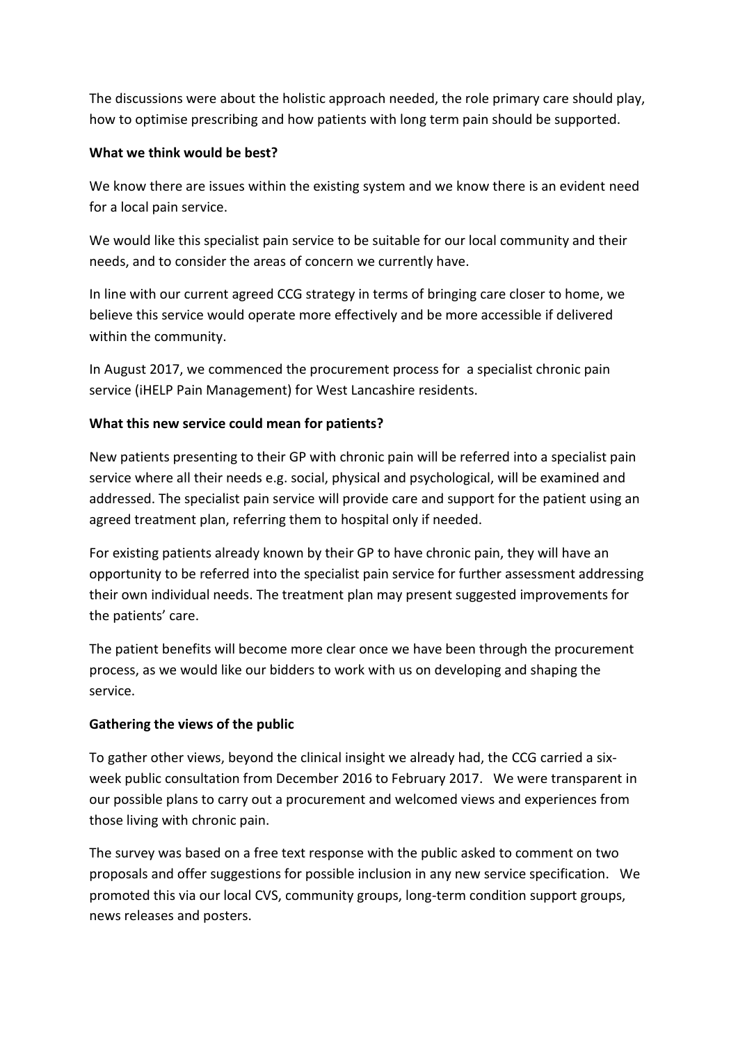The discussions were about the holistic approach needed, the role primary care should play, how to optimise prescribing and how patients with long term pain should be supported.

**What we think would be best?**

We know there are issues within the existing system and we know there is an evident need for a local pain service.

We would like this specialist pain service to be suitable for our local community and their needs, and to consider the areas of concern we currently have.

In line with our current agreed CCG strategy in terms of bringing care closer to home, we believe this service would operate more effectively and be more accessible if delivered within the community.

In August 2017, we commenced the procurement process for a specialist chronic pain service (iHELP Pain Management) for West Lancashire residents.

**What this new service could mean for patients?**

New patients presenting to their GP with chronic pain will be referred into a specialist pain service where all their needs e.g. social, physical and psychological, will be examined and addressed. The specialist pain service will provide care and support for the patient using an agreed treatment plan, referring them to hospital only if needed.

For existing patients already known by their GP to have chronic pain, they will have an opportunity to be referred into the specialist pain service for further assessment addressing their own individual needs. The treatment plan may present suggested improvements for the patients' care.

The patient benefits will become more clear once we have been through the procurement process, as we would like our bidders to work with us on developing and shaping the service.

**Gathering the views of the public**

To gather other views, beyond the clinical insight we already had, the CCG carried a six-week public consultation from December 2016 to February 2017. We were transparent in our possible plans to carry out a procurement and welcomed views and experiences from those living with chronic pain.

The survey was based on a free text response with the public asked to comment on two proposals and offer suggestions for possible inclusion in any new service specification. We promoted this via our local CVS, community groups, long-term condition support groups, news releases and posters.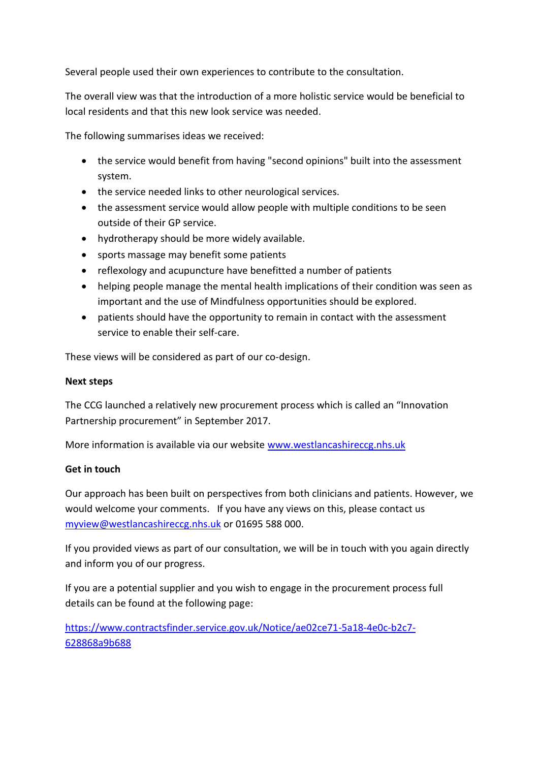Several people used their own experiences to contribute to the consultation.

The overall view was that the introduction of a more holistic service would be beneficial to local residents and that this new look service was needed.

The following summarises ideas we received:

- the service would benefit from having "second opinions" built into the assessment system.
- the service needed links to other neurological services.
- the assessment service would allow people with multiple conditions to be seen outside of their GP service.
- hydrotherapy should be more widely available.
- sports massage may benefit some patients
- reflexology and acupuncture have benefitted a number of patients
- helping people manage the mental health implications of their condition was seen as important and the use of Mindfulness opportunities should be explored.
- patients should have the opportunity to remain in contact with the assessment service to enable their self-care.

These views will be considered as part of our co-design.

**Next steps**

The CCG launched a relatively new procurement process which is called an "Innovation Partnership procurement" in September 2017.

More information is available via our website [www.westlancashireccg.nhs.uk](http://www.westlancashireccg.nhs.uk)

**Get in touch**

Our approach has been built on perspectives from both clinicians and patients. However, we would welcome your comments. If you have any views on this, please contact us [myview@westlancashireccg.nhs.uk](mailto:myview@westlancashireccg.nhs.uk) or 01695 588 000.

If you provided views as part of our consultation, we will be in touch with you again directly and inform you of our progress.

If you are a potential supplier and you wish to engage in the procurement process full details can be found at the following page:

[https://www.contractsfinder.service.gov.uk/Notice/ae02ce71-5a18-4e0c-b2c7-628868a9b688](https://www.contractsfinder.service.gov.uk/Notice/ae02ce71-5a18-4e0c-b2c7-628868a9b688)